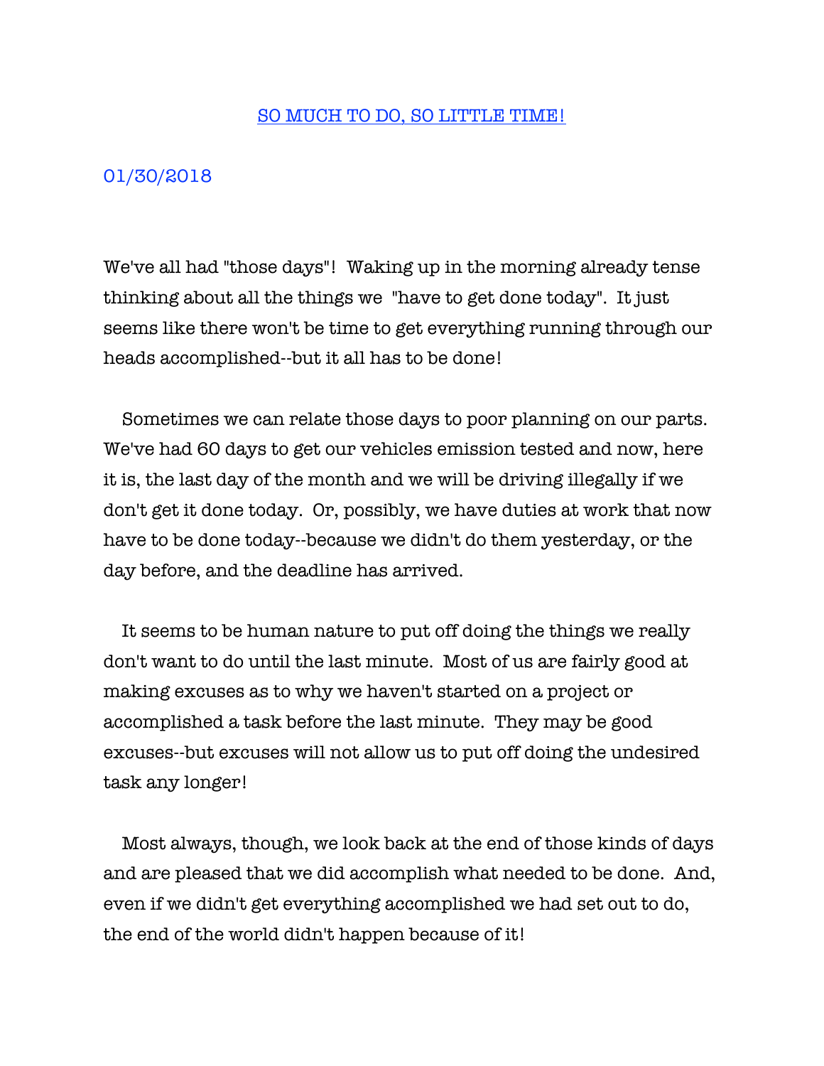# SO MUCH TO DO, SO LITTLE TIME!

01/30/2018

We've all had "those days"!  Waking up in the morning already tense thinking about all the things we  "have to get done today".  It just seems like there won't be time to get everything running through our heads accomplished--but it all has to be done!

Sometimes we can relate those days to poor planning on our parts. We've had 60 days to get our vehicles emission tested and now, here it is, the last day of the month and we will be driving illegally if we don't get it done today.  Or, possibly, we have duties at work that now have to be done today--because we didn't do them yesterday, or the day before, and the deadline has arrived.

It seems to be human nature to put off doing the things we really don't want to do until the last minute.  Most of us are fairly good at making excuses as to why we haven't started on a project or accomplished a task before the last minute.  They may be good excuses--but excuses will not allow us to put off doing the undesired task any longer!

Most always, though, we look back at the end of those kinds of days and are pleased that we did accomplish what needed to be done.  And, even if we didn't get everything accomplished we had set out to do, the end of the world didn't happen because of it!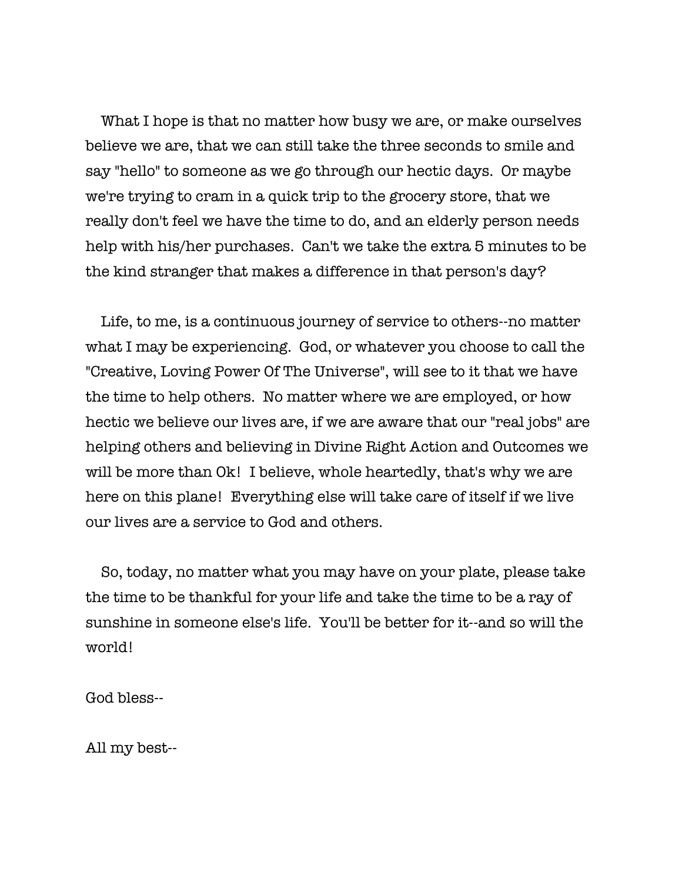What I hope is that no matter how busy we are, or make ourselves believe we are, that we can still take the three seconds to smile and say "hello" to someone as we go through our hectic days. Or maybe we're trying to cram in a quick trip to the grocery store, that we really don't feel we have the time to do, and an elderly person needs help with his/her purchases. Can't we take the extra 5 minutes to be the kind stranger that makes a difference in that person's day?

Life, to me, is a continuous journey of service to others--no matter what I may be experiencing. God, or whatever you choose to call the "Creative, Loving Power Of The Universe", will see to it that we have the time to help others. No matter where we are employed, or how hectic we believe our lives are, if we are aware that our "real jobs" are helping others and believing in Divine Right Action and Outcomes we will be more than Ok! I believe, whole heartedly, that's why we are here on this plane! Everything else will take care of itself if we live our lives are a service to God and others.

So, today, no matter what you may have on your plate, please take the time to be thankful for your life and take the time to be a ray of sunshine in someone else's life. You'll be better for it--and so will the world!

God bless--

All my best--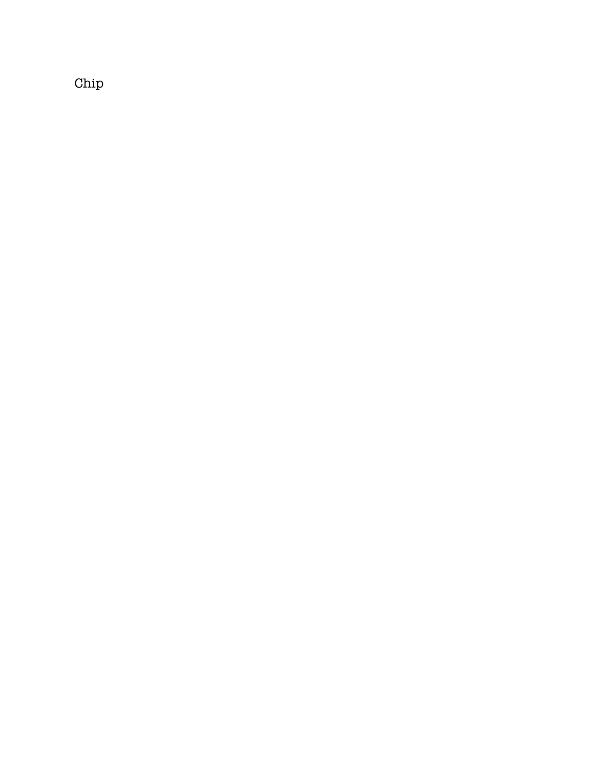Chip